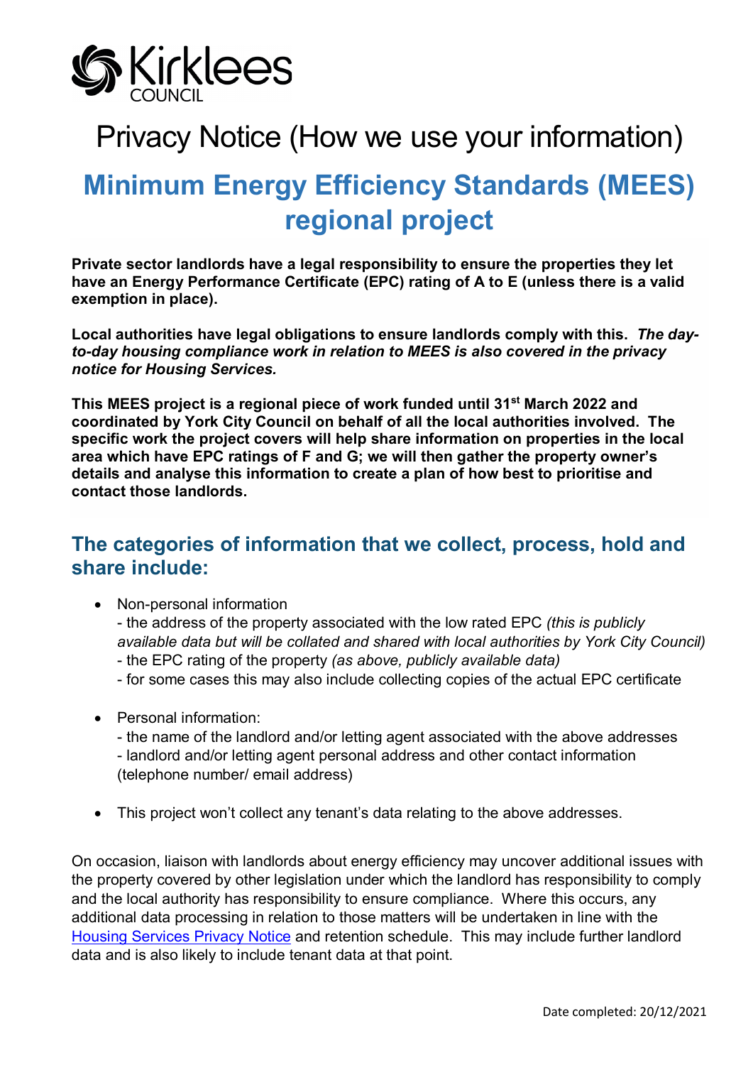Kirklees COUNCIL

# Privacy Notice (How we use your information)

# Minimum Energy Efficiency Standards (MEES) regional project

**Private sector landlords have a legal responsibility to ensure the properties they let have an Energy Performance Certificate (EPC) rating of A to E (unless there is a valid exemption in place).**

**Local authorities have legal obligations to ensure landlords comply with this.** ***The day-to-day housing compliance work in relation to MEES is also covered in the privacy notice for Housing Services.***

**This MEES project is a regional piece of work funded until 31st March 2022 and coordinated by York City Council on behalf of all the local authorities involved. The specific work the project covers will help share information on properties in the local area which have EPC ratings of F and G; we will then gather the property owner's details and analyse this information to create a plan of how best to prioritise and contact those landlords.**

## The categories of information that we collect, process, hold and share include:

- Non-personal information
  - the address of the property associated with the low rated EPC *(this is publicly available data but will be collated and shared with local authorities by York City Council)*
  - the EPC rating of the property *(as above, publicly available data)*
  - for some cases this may also include collecting copies of the actual EPC certificate
- Personal information:
  - the name of the landlord and/or letting agent associated with the above addresses
  - landlord and/or letting agent personal address and other contact information (telephone number/ email address)
- This project won't collect any tenant's data relating to the above addresses.

On occasion, liaison with landlords about energy efficiency may uncover additional issues with the property covered by other legislation under which the landlord has responsibility to comply and the local authority has responsibility to ensure compliance. Where this occurs, any additional data processing in relation to those matters will be undertaken in line with the Housing Services Privacy Notice and retention schedule. This may include further landlord data and is also likely to include tenant data at that point.

Date completed: 20/12/2021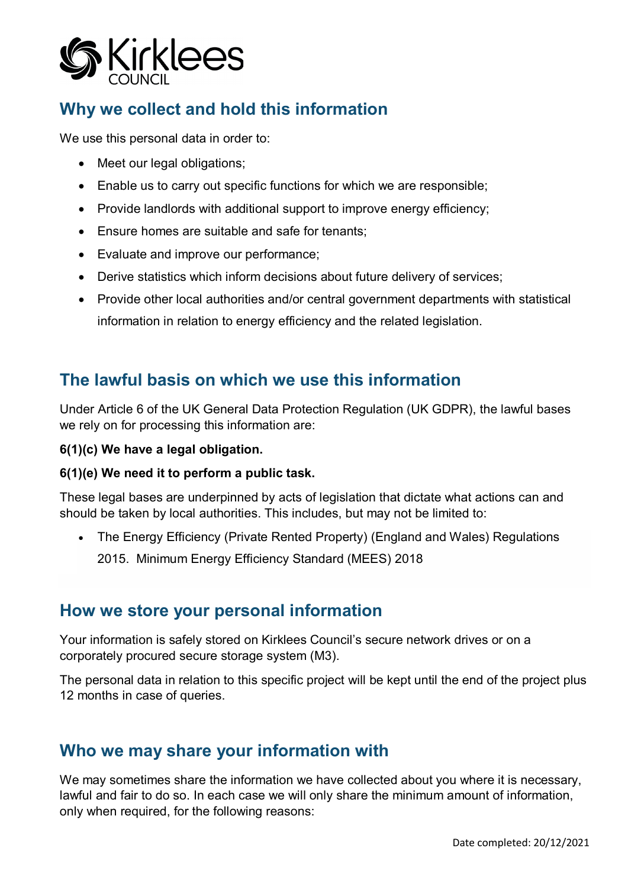## Why we collect and hold this information

We use this personal data in order to:

- Meet our legal obligations;
- Enable us to carry out specific functions for which we are responsible;
- Provide landlords with additional support to improve energy efficiency;
- Ensure homes are suitable and safe for tenants;
- Evaluate and improve our performance;
- Derive statistics which inform decisions about future delivery of services;
- Provide other local authorities and/or central government departments with statistical information in relation to energy efficiency and the related legislation.

## The lawful basis on which we use this information

Under Article 6 of the UK General Data Protection Regulation (UK GDPR), the lawful bases we rely on for processing this information are:

**6(1)(c) We have a legal obligation.**

**6(1)(e) We need it to perform a public task.**

These legal bases are underpinned by acts of legislation that dictate what actions can and should be taken by local authorities. This includes, but may not be limited to:

- The Energy Efficiency (Private Rented Property) (England and Wales) Regulations 2015. Minimum Energy Efficiency Standard (MEES) 2018

## How we store your personal information

Your information is safely stored on Kirklees Council's secure network drives or on a corporately procured secure storage system (M3).

The personal data in relation to this specific project will be kept until the end of the project plus 12 months in case of queries.

## Who we may share your information with

We may sometimes share the information we have collected about you where it is necessary, lawful and fair to do so. In each case we will only share the minimum amount of information, only when required, for the following reasons:

Date completed: 20/12/2021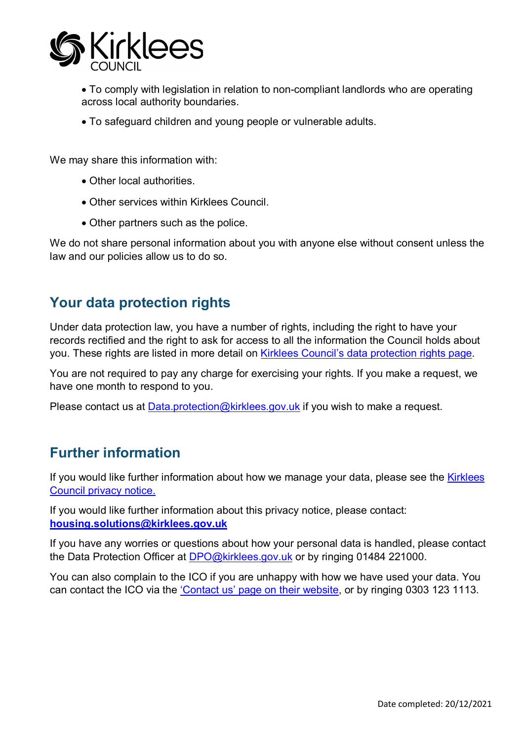- To comply with legislation in relation to non-compliant landlords who are operating across local authority boundaries.
- To safeguard children and young people or vulnerable adults.

We may share this information with:

- Other local authorities.
- Other services within Kirklees Council.
- Other partners such as the police.

We do not share personal information about you with anyone else without consent unless the law and our policies allow us to do so.

## Your data protection rights

Under data protection law, you have a number of rights, including the right to have your records rectified and the right to ask for access to all the information the Council holds about you. These rights are listed in more detail on Kirklees Council's data protection rights page.

You are not required to pay any charge for exercising your rights. If you make a request, we have one month to respond to you.

Please contact us at Data.protection@kirklees.gov.uk if you wish to make a request.

## Further information

If you would like further information about how we manage your data, please see the Kirklees Council privacy notice.

If you would like further information about this privacy notice, please contact: **housing.solutions@kirklees.gov.uk**

If you have any worries or questions about how your personal data is handled, please contact the Data Protection Officer at DPO@kirklees.gov.uk or by ringing 01484 221000.

You can also complain to the ICO if you are unhappy with how we have used your data. You can contact the ICO via the 'Contact us' page on their website, or by ringing 0303 123 1113.

Date completed: 20/12/2021